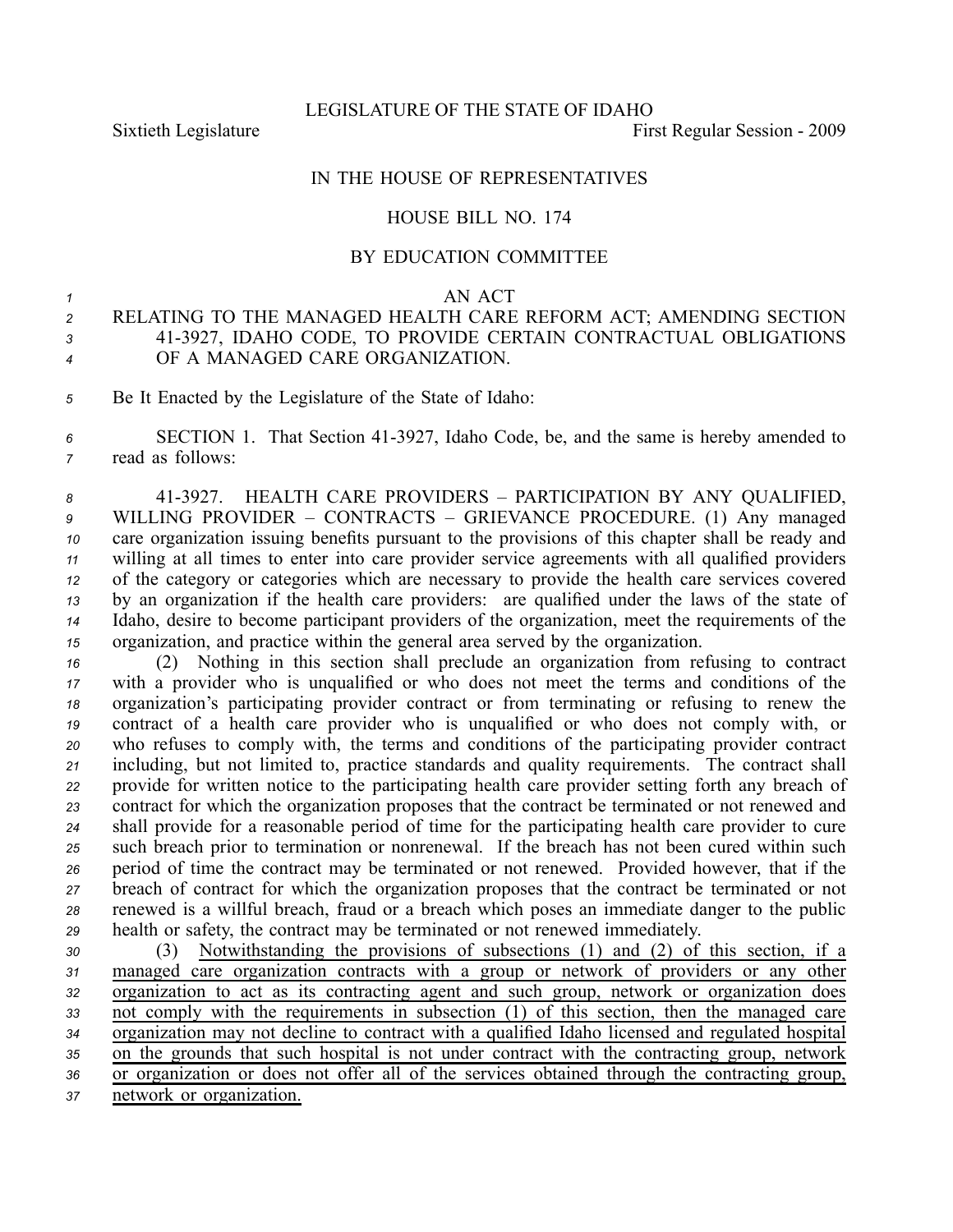LEGISLATURE OF THE STATE OF IDAHO

Sixtieth Legislature First Regular Session - 2009

IN THE HOUSE OF REPRESENTATIVES

HOUSE BILL NO. 174

BY EDUCATION COMMITTEE

AN ACT

RELATING TO THE MANAGED HEALTH CARE REFORM ACT; AMENDING SECTION 41-3927, IDAHO CODE, TO PROVIDE CERTAIN CONTRACTUAL OBLIGATIONS OF A MANAGED CARE ORGANIZATION.

Be It Enacted by the Legislature of the State of Idaho:

SECTION 1. That Section 41-3927, Idaho Code, be, and the same is hereby amended to read as follows:

41-3927. HEALTH CARE PROVIDERS – PARTICIPATION BY ANY QUALIFIED, WILLING PROVIDER – CONTRACTS – GRIEVANCE PROCEDURE. (1) Any managed care organization issuing benefits pursuant to the provisions of this chapter shall be ready and willing at all times to enter into care provider service agreements with all qualified providers of the category or categories which are necessary to provide the health care services covered by an organization if the health care providers: are qualified under the laws of the state of Idaho, desire to become participant providers of the organization, meet the requirements of the organization, and practice within the general area served by the organization.

(2) Nothing in this section shall preclude an organization from refusing to contract with a provider who is unqualified or who does not meet the terms and conditions of the organization's participating provider contract or from terminating or refusing to renew the contract of a health care provider who is unqualified or who does not comply with, or who refuses to comply with, the terms and conditions of the participating provider contract including, but not limited to, practice standards and quality requirements. The contract shall provide for written notice to the participating health care provider setting forth any breach of contract for which the organization proposes that the contract be terminated or not renewed and shall provide for a reasonable period of time for the participating health care provider to cure such breach prior to termination or nonrenewal. If the breach has not been cured within such period of time the contract may be terminated or not renewed. Provided however, that if the breach of contract for which the organization proposes that the contract be terminated or not renewed is a willful breach, fraud or a breach which poses an immediate danger to the public health or safety, the contract may be terminated or not renewed immediately.

(3) <u>Notwithstanding the provisions of subsections (1) and (2) of this section, if a managed care organization contracts with a group or network of providers or any other organization to act as its contracting agent and such group, network or organization does not comply with the requirements in subsection (1) of this section, then the managed care organization may not decline to contract with a qualified Idaho licensed and regulated hospital on the grounds that such hospital is not under contract with the contracting group, network or organization or does not offer all of the services obtained through the contracting group, network or organization.</u>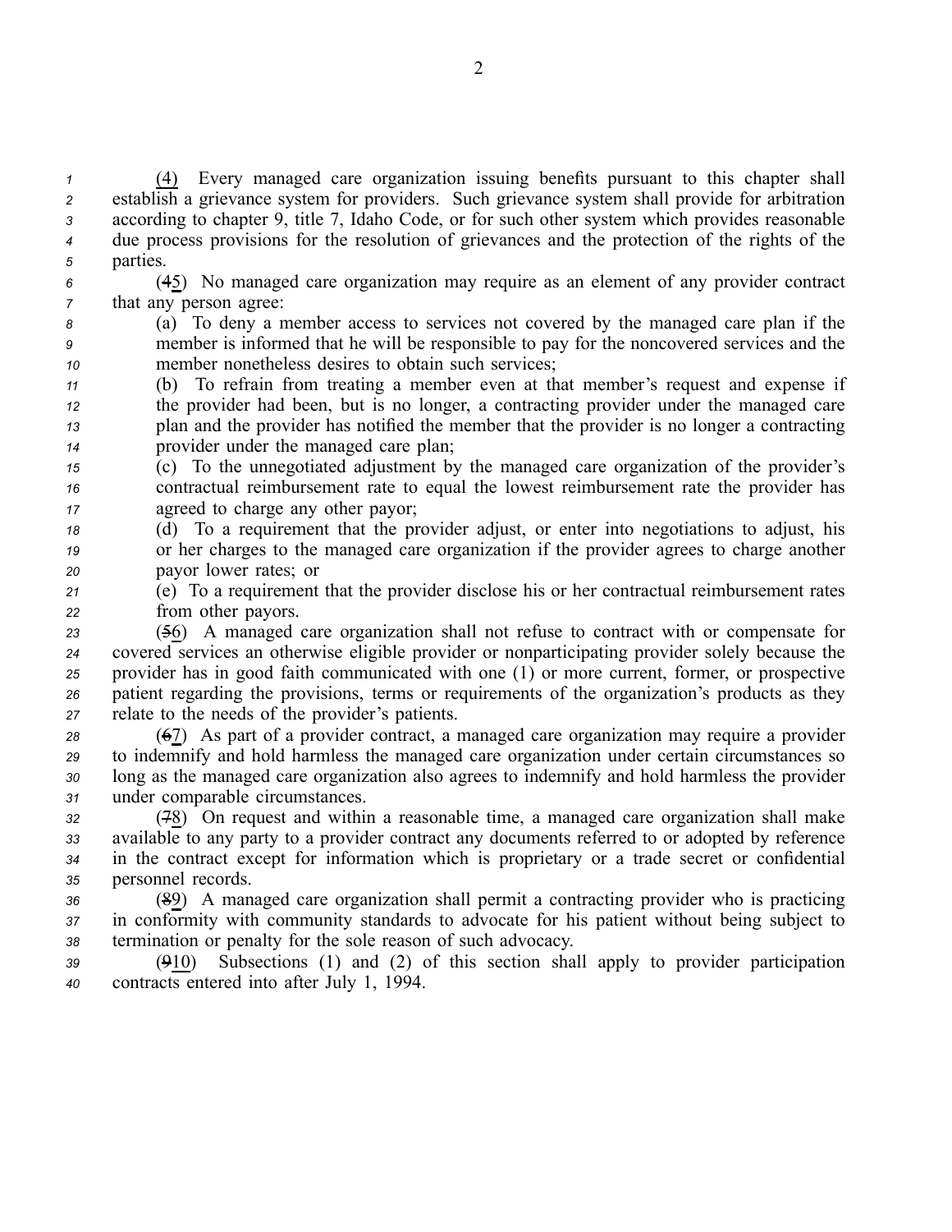(4) Every managed care organization issuing benefits pursuant to this chapter shall establish a grievance system for providers. Such grievance system shall provide for arbitration according to chapter 9, title 7, Idaho Code, or for such other system which provides reasonable due process provisions for the resolution of grievances and the protection of the rights of the parties.

(45) No managed care organization may require as an element of any provider contract that any person agree:

(a) To deny a member access to services not covered by the managed care plan if the member is informed that he will be responsible to pay for the noncovered services and the member nonetheless desires to obtain such services;

(b) To refrain from treating a member even at that member's request and expense if the provider had been, but is no longer, a contracting provider under the managed care plan and the provider has notified the member that the provider is no longer a contracting provider under the managed care plan;

(c) To the unnegotiated adjustment by the managed care organization of the provider's contractual reimbursement rate to equal the lowest reimbursement rate the provider has agreed to charge any other payor;

(d) To a requirement that the provider adjust, or enter into negotiations to adjust, his or her charges to the managed care organization if the provider agrees to charge another payor lower rates; or

(e) To a requirement that the provider disclose his or her contractual reimbursement rates from other payors.

(56) A managed care organization shall not refuse to contract with or compensate for covered services an otherwise eligible provider or nonparticipating provider solely because the provider has in good faith communicated with one (1) or more current, former, or prospective patient regarding the provisions, terms or requirements of the organization's products as they relate to the needs of the provider's patients.

(67) As part of a provider contract, a managed care organization may require a provider to indemnify and hold harmless the managed care organization under certain circumstances so long as the managed care organization also agrees to indemnify and hold harmless the provider under comparable circumstances.

(78) On request and within a reasonable time, a managed care organization shall make available to any party to a provider contract any documents referred to or adopted by reference in the contract except for information which is proprietary or a trade secret or confidential personnel records.

(89) A managed care organization shall permit a contracting provider who is practicing in conformity with community standards to advocate for his patient without being subject to termination or penalty for the sole reason of such advocacy.

(910) Subsections (1) and (2) of this section shall apply to provider participation contracts entered into after July 1, 1994.